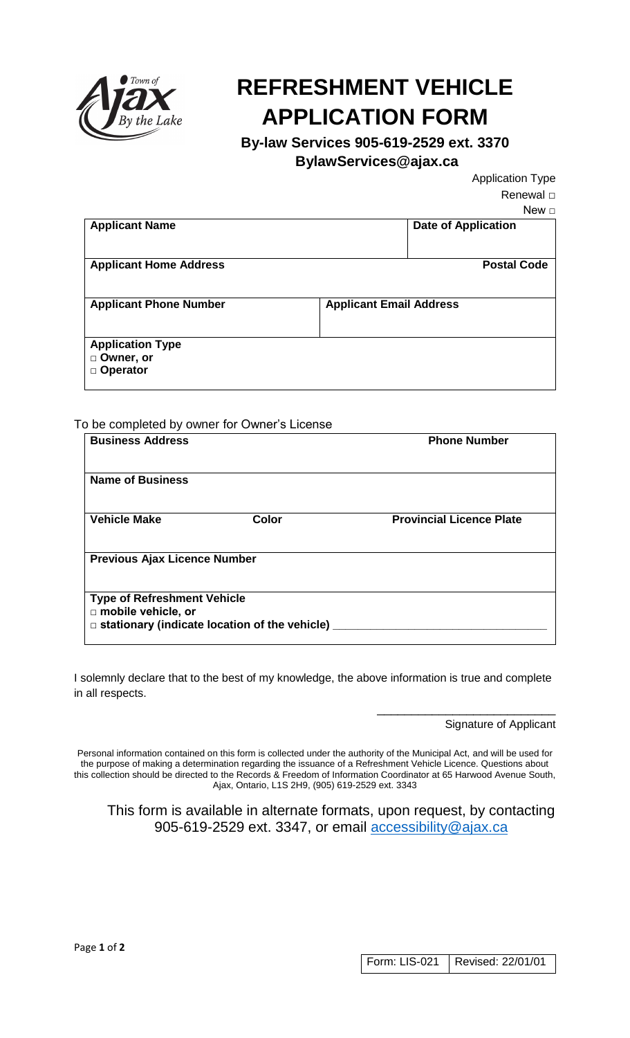# REFRESHMENT VEHICLE APPLICATION FORM

**By-law Services 905-619-2529 ext. 3370**
**BylawServices@ajax.ca**

Application Type
Renewal □
New □

| **Applicant Name** | | **Date of Application** |
|---|---|---|
| **Applicant Home Address** | | **Postal Code** |
| **Applicant Phone Number** | **Applicant Email Address** | |
| **Application Type** □ **Owner, or** □ **Operator** | | |

To be completed by owner for Owner's License

| **Business Address** | | **Phone Number** |
|---|---|---|
| **Name of Business** | | |
| **Vehicle Make** | **Color** | **Provincial Licence Plate** |
| **Previous Ajax Licence Number** | | |
| **Type of Refreshment Vehicle** □ **mobile vehicle, or** □ **stationary (indicate location of the vehicle)** ______________________________ | | |

I solemnly declare that to the best of my knowledge, the above information is true and complete in all respects.

\_\_\_\_\_\_\_\_\_\_\_\_\_\_\_\_\_\_\_\_\_\_\_\_\_\_\_\_
Signature of Applicant

Personal information contained on this form is collected under the authority of the Municipal Act, and will be used for the purpose of making a determination regarding the issuance of a Refreshment Vehicle Licence. Questions about this collection should be directed to the Records & Freedom of Information Coordinator at 65 Harwood Avenue South, Ajax, Ontario, L1S 2H9, (905) 619-2529 ext. 3343

This form is available in alternate formats, upon request, by contacting 905-619-2529 ext. 3347, or email accessibility@ajax.ca

| Form: LIS-021 | Revised: 22/01/01 |
|---|---|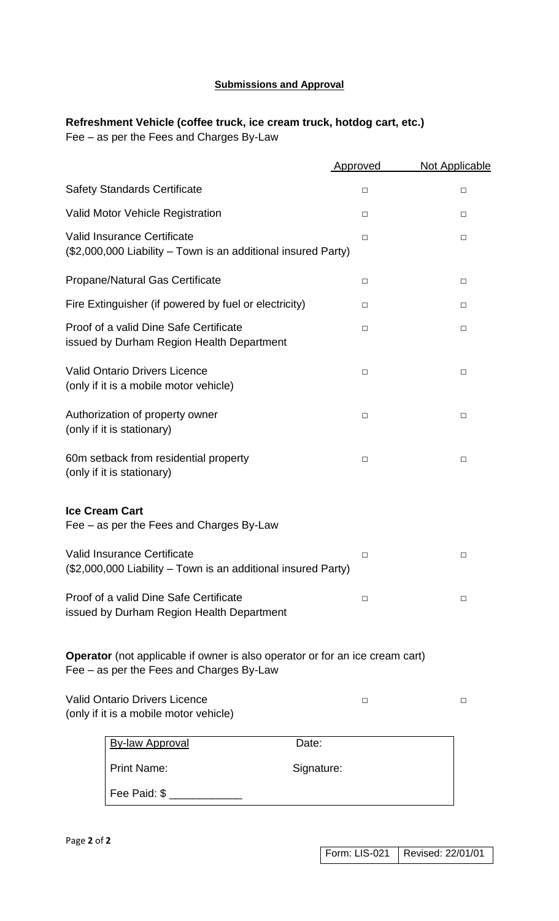**Submissions and Approval**

**Refreshment Vehicle (coffee truck, ice cream truck, hotdog cart, etc.)**
Fee – as per the Fees and Charges By-Law

| | Approved | Not Applicable |
|---|---|---|
| Safety Standards Certificate | □ | □ |
| Valid Motor Vehicle Registration | □ | □ |
| Valid Insurance Certificate ($2,000,000 Liability – Town is an additional insured Party) | □ | □ |
| Propane/Natural Gas Certificate | □ | □ |
| Fire Extinguisher (if powered by fuel or electricity) | □ | □ |
| Proof of a valid Dine Safe Certificate issued by Durham Region Health Department | □ | □ |
| Valid Ontario Drivers Licence (only if it is a mobile motor vehicle) | □ | □ |
| Authorization of property owner (only if it is stationary) | □ | □ |
| 60m setback from residential property (only if it is stationary) | □ | □ |

**Ice Cream Cart**
Fee – as per the Fees and Charges By-Law

| | Approved | Not Applicable |
|---|---|---|
| Valid Insurance Certificate ($2,000,000 Liability – Town is an additional insured Party) | □ | □ |
| Proof of a valid Dine Safe Certificate issued by Durham Region Health Department | □ | □ |

**Operator** (not applicable if owner is also operator or for an ice cream cart)
Fee – as per the Fees and Charges By-Law

| | Approved | Not Applicable |
|---|---|---|
| Valid Ontario Drivers Licence (only if it is a mobile motor vehicle) | □ | □ |

| | |
|---|---|
| By-law Approval | Date: |
| Print Name: | Signature: |
| Fee Paid: $ ____________ | |

Form: LIS-021 | Revised: 22/01/01